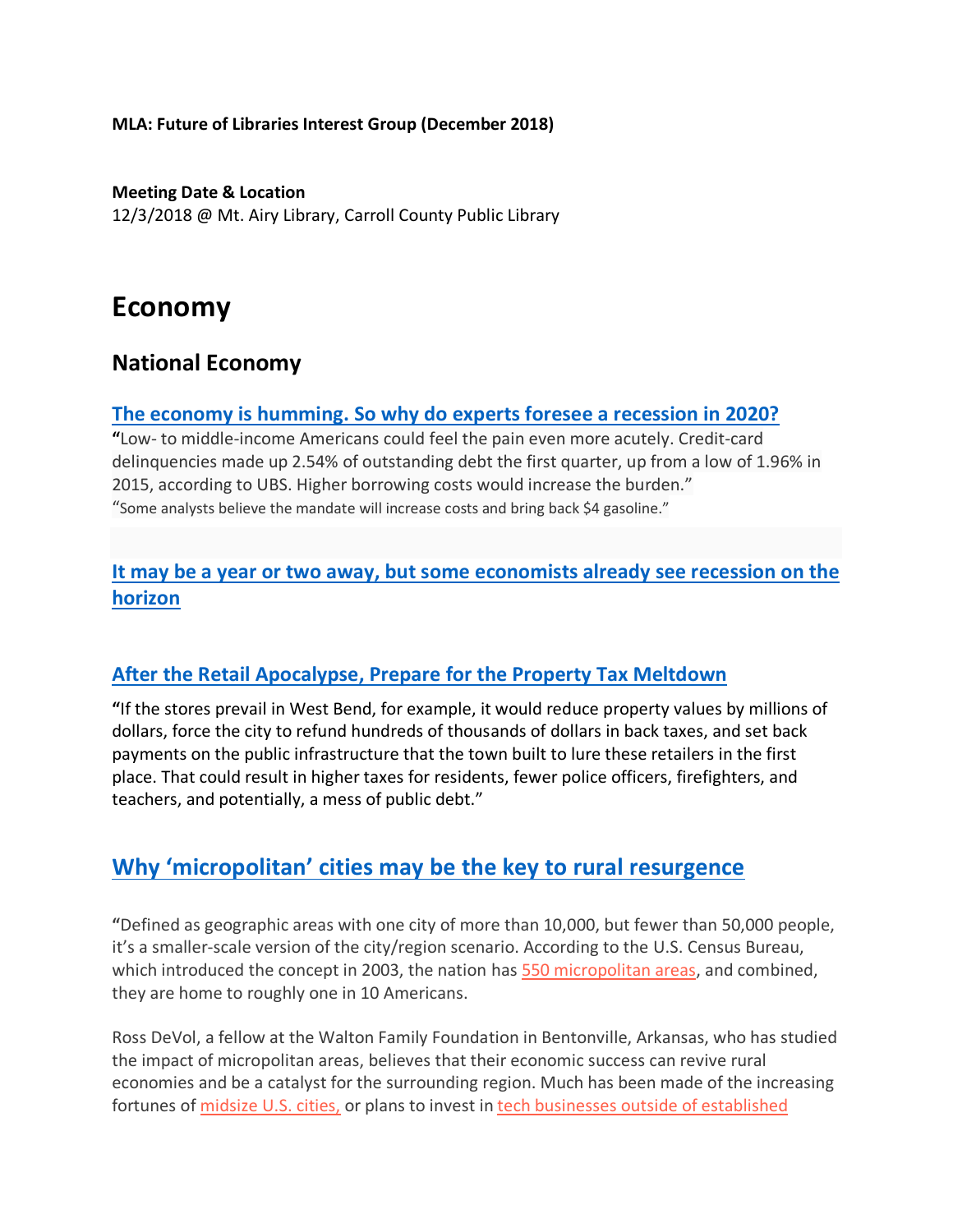**MLA: Future of Libraries Interest Group (December 2018)**

**Meeting Date & Location**
12/3/2018 @ Mt. Airy Library, Carroll County Public Library

# Economy

## National Economy

### The economy is humming. So why do experts foresee a recession in 2020?

**"**Low- to middle-income Americans could feel the pain even more acutely. Credit-card delinquencies made up 2.54% of outstanding debt the first quarter, up from a low of 1.96% in 2015, according to UBS. Higher borrowing costs would increase the burden."

"Some analysts believe the mandate will increase costs and bring back $4 gasoline."

### It may be a year or two away, but some economists already see recession on the horizon

### After the Retail Apocalypse, Prepare for the Property Tax Meltdown

**"**If the stores prevail in West Bend, for example, it would reduce property values by millions of dollars, force the city to refund hundreds of thousands of dollars in back taxes, and set back payments on the public infrastructure that the town built to lure these retailers in the first place. That could result in higher taxes for residents, fewer police officers, firefighters, and teachers, and potentially, a mess of public debt."

## Why 'micropolitan' cities may be the key to rural resurgence

"Defined as geographic areas with one city of more than 10,000, but fewer than 50,000 people, it's a smaller-scale version of the city/region scenario. According to the U.S. Census Bureau, which introduced the concept in 2003, the nation has 550 micropolitan areas, and combined, they are home to roughly one in 10 Americans.

Ross DeVol, a fellow at the Walton Family Foundation in Bentonville, Arkansas, who has studied the impact of micropolitan areas, believes that their economic success can revive rural economies and be a catalyst for the surrounding region. Much has been made of the increasing fortunes of midsize U.S. cities, or plans to invest in tech businesses outside of established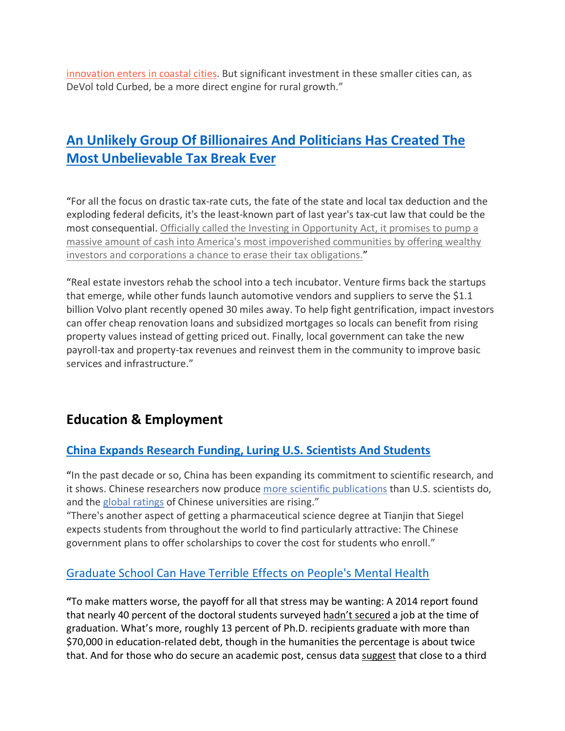innovation enters in coastal cities. But significant investment in these smaller cities can, as DeVol told Curbed, be a more direct engine for rural growth."

## An Unlikely Group Of Billionaires And Politicians Has Created The Most Unbelievable Tax Break Ever

"For all the focus on drastic tax-rate cuts, the fate of the state and local tax deduction and the exploding federal deficits, it's the least-known part of last year's tax-cut law that could be the most consequential. Officially called the Investing in Opportunity Act, it promises to pump a massive amount of cash into America's most impoverished communities by offering wealthy investors and corporations a chance to erase their tax obligations."

"Real estate investors rehab the school into a tech incubator. Venture firms back the startups that emerge, while other funds launch automotive vendors and suppliers to serve the $1.1 billion Volvo plant recently opened 30 miles away. To help fight gentrification, impact investors can offer cheap renovation loans and subsidized mortgages so locals can benefit from rising property values instead of getting priced out. Finally, local government can take the new payroll-tax and property-tax revenues and reinvest them in the community to improve basic services and infrastructure."

## Education & Employment

### China Expands Research Funding, Luring U.S. Scientists And Students

**"**In the past decade or so, China has been expanding its commitment to scientific research, and it shows. Chinese researchers now produce more scientific publications than U.S. scientists do, and the global ratings of Chinese universities are rising."
"There's another aspect of getting a pharmaceutical science degree at Tianjin that Siegel expects students from throughout the world to find particularly attractive: The Chinese government plans to offer scholarships to cover the cost for students who enroll."

### Graduate School Can Have Terrible Effects on People's Mental Health

**"**To make matters worse, the payoff for all that stress may be wanting: A 2014 report found that nearly 40 percent of the doctoral students surveyed hadn't secured a job at the time of graduation. What's more, roughly 13 percent of Ph.D. recipients graduate with more than $70,000 in education-related debt, though in the humanities the percentage is about twice that. And for those who do secure an academic post, census data suggest that close to a third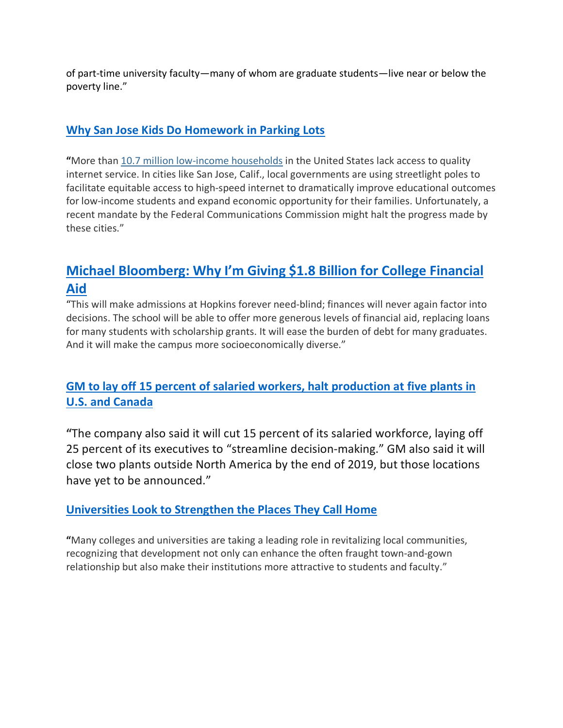of part-time university faculty—many of whom are graduate students—live near or below the poverty line."

### Why San Jose Kids Do Homework in Parking Lots

"More than 10.7 million low-income households in the United States lack access to quality internet service. In cities like San Jose, Calif., local governments are using streetlight poles to facilitate equitable access to high-speed internet to dramatically improve educational outcomes for low-income students and expand economic opportunity for their families. Unfortunately, a recent mandate by the Federal Communications Commission might halt the progress made by these cities."

## Michael Bloomberg: Why I'm Giving $1.8 Billion for College Financial Aid

"This will make admissions at Hopkins forever need-blind; finances will never again factor into decisions. The school will be able to offer more generous levels of financial aid, replacing loans for many students with scholarship grants. It will ease the burden of debt for many graduates. And it will make the campus more socioeconomically diverse."

### GM to lay off 15 percent of salaried workers, halt production at five plants in U.S. and Canada

"The company also said it will cut 15 percent of its salaried workforce, laying off 25 percent of its executives to "streamline decision-making." GM also said it will close two plants outside North America by the end of 2019, but those locations have yet to be announced."

### Universities Look to Strengthen the Places They Call Home

"Many colleges and universities are taking a leading role in revitalizing local communities, recognizing that development not only can enhance the often fraught town-and-gown relationship but also make their institutions more attractive to students and faculty."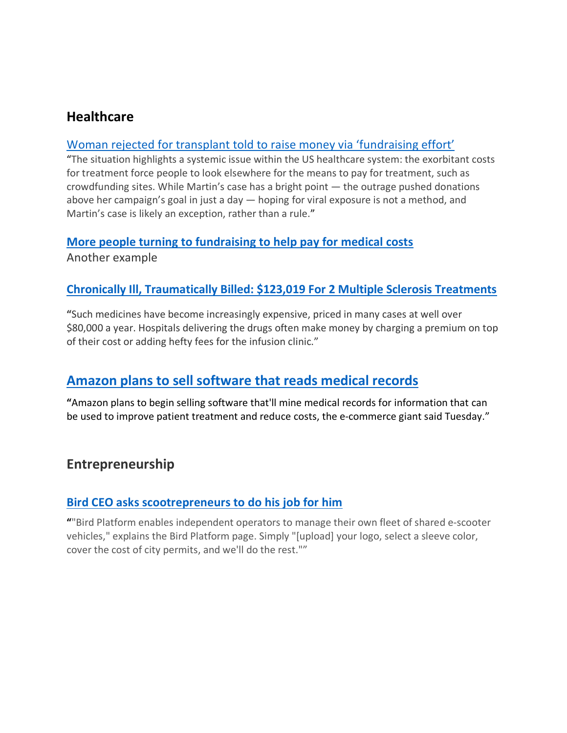## Healthcare

### Woman rejected for transplant told to raise money via 'fundraising effort'

"The situation highlights a systemic issue within the US healthcare system: the exorbitant costs for treatment force people to look elsewhere for the means to pay for treatment, such as crowdfunding sites. While Martin's case has a bright point — the outrage pushed donations above her campaign's goal in just a day — hoping for viral exposure is not a method, and Martin's case is likely an exception, rather than a rule."

### **More people turning to fundraising to help pay for medical costs**

Another example

### **Chronically Ill, Traumatically Billed: $123,019 For 2 Multiple Sclerosis Treatments**

"Such medicines have become increasingly expensive, priced in many cases at well over $80,000 a year. Hospitals delivering the drugs often make money by charging a premium on top of their cost or adding hefty fees for the infusion clinic."

## **Amazon plans to sell software that reads medical records**

"Amazon plans to begin selling software that'll mine medical records for information that can be used to improve patient treatment and reduce costs, the e-commerce giant said Tuesday."

## Entrepreneurship

### **Bird CEO asks scootrepreneurs to do his job for him**

""Bird Platform enables independent operators to manage their own fleet of shared e-scooter vehicles," explains the Bird Platform page. Simply "[upload] your logo, select a sleeve color, cover the cost of city permits, and we'll do the rest.""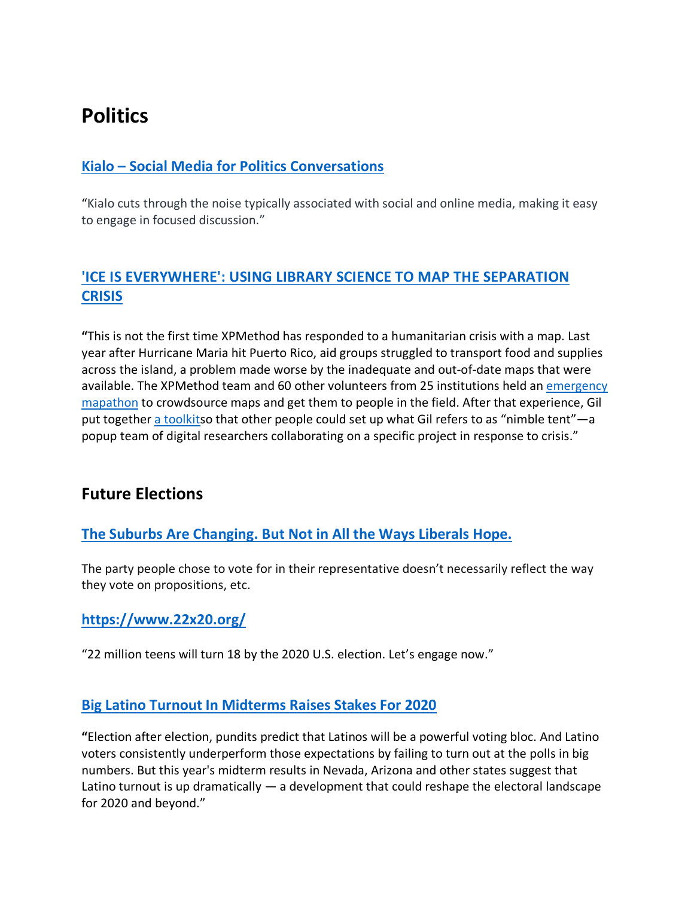# Politics

### [Kialo – Social Media for Politics Conversations]()

"Kialo cuts through the noise typically associated with social and online media, making it easy to engage in focused discussion."

### ['ICE IS EVERYWHERE': USING LIBRARY SCIENCE TO MAP THE SEPARATION CRISIS]()

**"**This is not the first time XPMethod has responded to a humanitarian crisis with a map. Last year after Hurricane Maria hit Puerto Rico, aid groups struggled to transport food and supplies across the island, a problem made worse by the inadequate and out-of-date maps that were available. The XPMethod team and 60 other volunteers from 25 institutions held an [emergency mapathon]() to crowdsource maps and get them to people in the field. After that experience, Gil put together [a toolkit]()so that other people could set up what Gil refers to as "nimble tent"—a popup team of digital researchers collaborating on a specific project in response to crisis."

## Future Elections

### [The Suburbs Are Changing. But Not in All the Ways Liberals Hope.]()

The party people chose to vote for in their representative doesn't necessarily reflect the way they vote on propositions, etc.

### [https://www.22x20.org/](https://www.22x20.org/)

"22 million teens will turn 18 by the 2020 U.S. election. Let's engage now."

### [Big Latino Turnout In Midterms Raises Stakes For 2020]()

**"**Election after election, pundits predict that Latinos will be a powerful voting bloc. And Latino voters consistently underperform those expectations by failing to turn out at the polls in big numbers. But this year's midterm results in Nevada, Arizona and other states suggest that Latino turnout is up dramatically — a development that could reshape the electoral landscape for 2020 and beyond."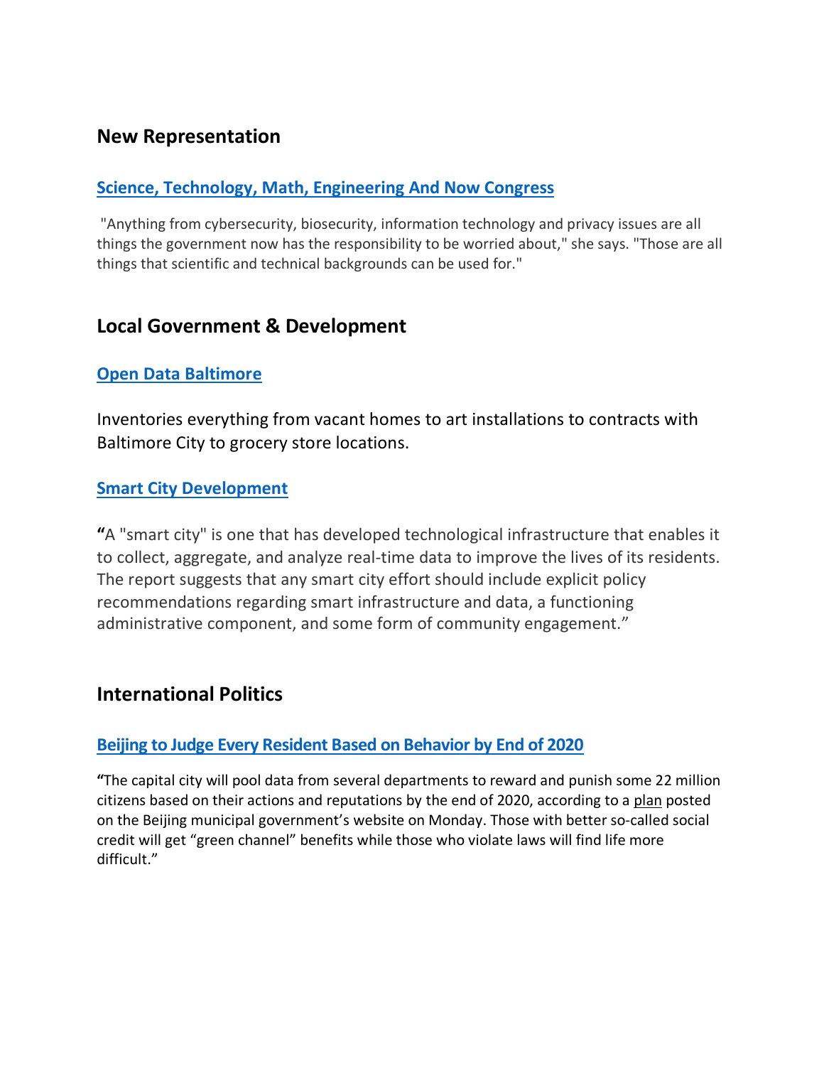## New Representation

### Science, Technology, Math, Engineering And Now Congress

"Anything from cybersecurity, biosecurity, information technology and privacy issues are all things the government now has the responsibility to be worried about," she says. "Those are all things that scientific and technical backgrounds can be used for."

## Local Government & Development

### Open Data Baltimore

Inventories everything from vacant homes to art installations to contracts with Baltimore City to grocery store locations.

### Smart City Development

**"**A "smart city" is one that has developed technological infrastructure that enables it to collect, aggregate, and analyze real-time data to improve the lives of its residents. The report suggests that any smart city effort should include explicit policy recommendations regarding smart infrastructure and data, a functioning administrative component, and some form of community engagement."

## International Politics

### Beijing to Judge Every Resident Based on Behavior by End of 2020

**"**The capital city will pool data from several departments to reward and punish some 22 million citizens based on their actions and reputations by the end of 2020, according to a plan posted on the Beijing municipal government's website on Monday. Those with better so-called social credit will get "green channel" benefits while those who violate laws will find life more difficult."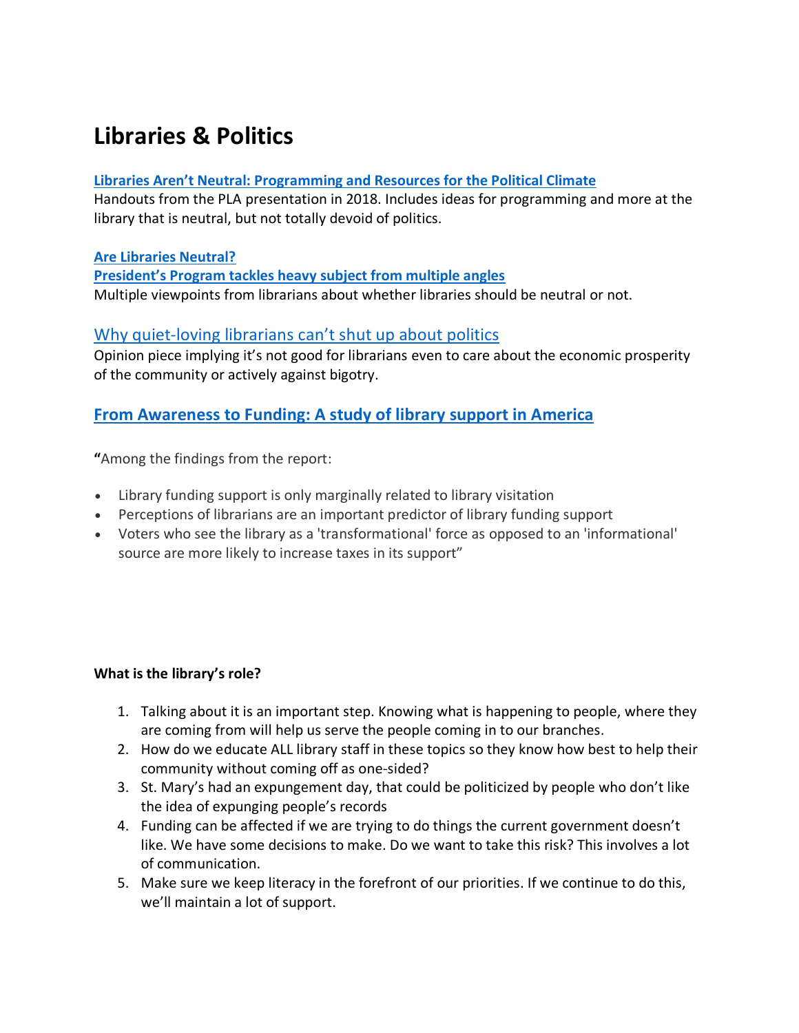# Libraries & Politics

**Libraries Aren't Neutral: Programming and Resources for the Political Climate**

Handouts from the PLA presentation in 2018. Includes ideas for programming and more at the library that is neutral, but not totally devoid of politics.

**Are Libraries Neutral?**

**President's Program tackles heavy subject from multiple angles**

Multiple viewpoints from librarians about whether libraries should be neutral or not.

## Why quiet-loving librarians can't shut up about politics

Opinion piece implying it's not good for librarians even to care about the economic prosperity of the community or actively against bigotry.

## From Awareness to Funding: A study of library support in America

**"**Among the findings from the report:

- Library funding support is only marginally related to library visitation
- Perceptions of librarians are an important predictor of library funding support
- Voters who see the library as a 'transformational' force as opposed to an 'informational' source are more likely to increase taxes in its support"

**What is the library's role?**

1. Talking about it is an important step. Knowing what is happening to people, where they are coming from will help us serve the people coming in to our branches.
2. How do we educate ALL library staff in these topics so they know how best to help their community without coming off as one-sided?
3. St. Mary's had an expungement day, that could be politicized by people who don't like the idea of expunging people's records
4. Funding can be affected if we are trying to do things the current government doesn't like. We have some decisions to make. Do we want to take this risk? This involves a lot of communication.
5. Make sure we keep literacy in the forefront of our priorities. If we continue to do this, we'll maintain a lot of support.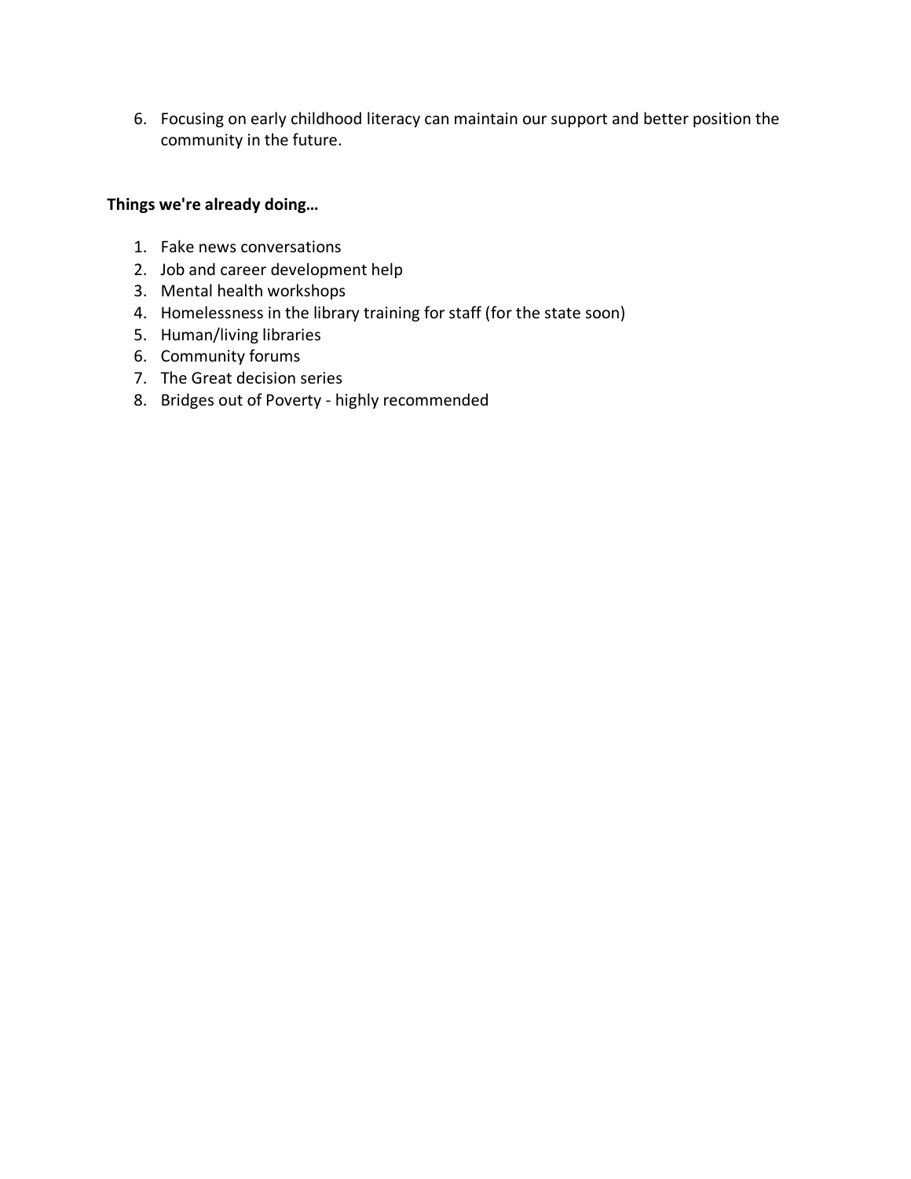6. Focusing on early childhood literacy can maintain our support and better position the community in the future.

**Things we're already doing…**

1. Fake news conversations
2. Job and career development help
3. Mental health workshops
4. Homelessness in the library training for staff (for the state soon)
5. Human/living libraries
6. Community forums
7. The Great decision series
8. Bridges out of Poverty - highly recommended